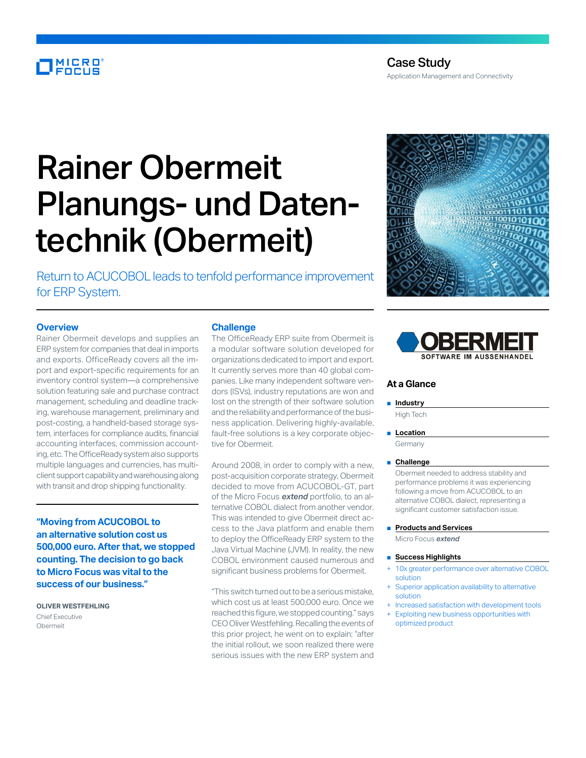Case Study

Application Management and Connectivity

# Rainer Obermeit Planungs- und Datentechnik (Obermeit)

Return to ACUCOBOL leads to tenfold performance improvement for ERP System.

## Overview

Rainer Obermeit develops and supplies an ERP system for companies that deal in imports and exports. OfficeReady covers all the import and export-specific requirements for an inventory control system—a comprehensive solution featuring sale and purchase contract management, scheduling and deadline tracking, warehouse management, preliminary and post-costing, a handheld-based storage system, interfaces for compliance audits, financial accounting interfaces, commission accounting, etc. The OfficeReady system also supports multiple languages and currencies, has multiclient support capability and warehousing along with transit and drop shipping functionality.

**"Moving from ACUCOBOL to an alternative solution cost us 500,000 euro. After that, we stopped counting. The decision to go back to Micro Focus was vital to the success of our business."**

**OLIVER WESTFEHLING**
Chief Executive
Obermeit

## Challenge

The OfficeReady ERP suite from Obermeit is a modular software solution developed for organizations dedicated to import and export. It currently serves more than 40 global companies. Like many independent software vendors (ISVs), industry reputations are won and lost on the strength of their software solution and the reliability and performance of the business application. Delivering highly-available, fault-free solutions is a key corporate objective for Obermeit.

Around 2008, in order to comply with a new, post-acquisition corporate strategy, Obermeit decided to move from ACUCOBOL-GT, part of the Micro Focus ***extend*** portfolio, to an alternative COBOL dialect from another vendor. This was intended to give Obermeit direct access to the Java platform and enable them to deploy the OfficeReady ERP system to the Java Virtual Machine (JVM). In reality, the new COBOL environment caused numerous and significant business problems for Obermeit.

"This switch turned out to be a serious mistake, which cost us at least 500,000 euro. Once we reached this figure, we stopped counting." says CEO Oliver Westfehling. Recalling the events of this prior project, he went on to explain; "after the initial rollout, we soon realized there were serious issues with the new ERP system and

OBERMEIT
SOFTWARE IM AUSSENHANDEL

## At a Glance

- **Industry**

  High Tech

- **Location**

  Germany

- **Challenge**

  Obermeit needed to address stability and performance problems it was experiencing following a move from ACUCOBOL to an alternative COBOL dialect, representing a significant customer satisfaction issue.

- **Products and Services**

  Micro Focus ***extend***

- **Success Highlights**

  + 10x greater performance over alternative COBOL solution
  + Superior application availability to alternative solution
  + Increased satisfaction with development tools
  + Exploiting new business opportunities with optimized product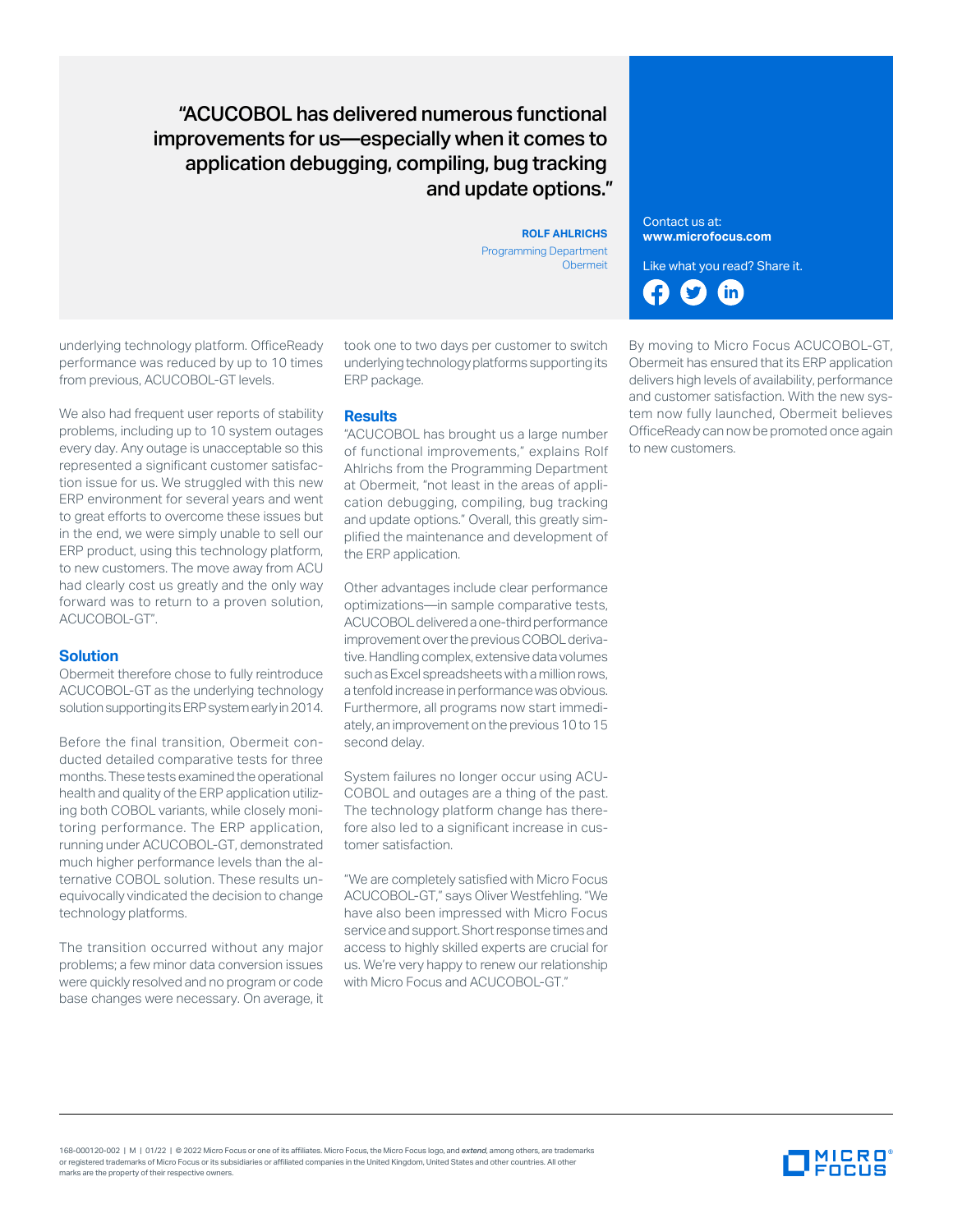"ACUCOBOL has delivered numerous functional improvements for us—especially when it comes to application debugging, compiling, bug tracking and update options."

**ROLF AHLRICHS**
Programming Department
Obermeit

Contact us at:
**www.microfocus.com**

Like what you read? Share it.

underlying technology platform. OfficeReady performance was reduced by up to 10 times from previous, ACUCOBOL-GT levels.

We also had frequent user reports of stability problems, including up to 10 system outages every day. Any outage is unacceptable so this represented a significant customer satisfaction issue for us. We struggled with this new ERP environment for several years and went to great efforts to overcome these issues but in the end, we were simply unable to sell our ERP product, using this technology platform, to new customers. The move away from ACU had clearly cost us greatly and the only way forward was to return to a proven solution, ACUCOBOL-GT".

## Solution

Obermeit therefore chose to fully reintroduce ACUCOBOL-GT as the underlying technology solution supporting its ERP system early in 2014.

Before the final transition, Obermeit conducted detailed comparative tests for three months. These tests examined the operational health and quality of the ERP application utilizing both COBOL variants, while closely monitoring performance. The ERP application, running under ACUCOBOL-GT, demonstrated much higher performance levels than the alternative COBOL solution. These results unequivocally vindicated the decision to change technology platforms.

The transition occurred without any major problems; a few minor data conversion issues were quickly resolved and no program or code base changes were necessary. On average, it took one to two days per customer to switch underlying technology platforms supporting its ERP package.

## Results

"ACUCOBOL has brought us a large number of functional improvements," explains Rolf Ahlrichs from the Programming Department at Obermeit, "not least in the areas of application debugging, compiling, bug tracking and update options." Overall, this greatly simplified the maintenance and development of the ERP application.

Other advantages include clear performance optimizations—in sample comparative tests, ACUCOBOL delivered a one-third performance improvement over the previous COBOL derivative. Handling complex, extensive data volumes such as Excel spreadsheets with a million rows, a tenfold increase in performance was obvious. Furthermore, all programs now start immediately, an improvement on the previous 10 to 15 second delay.

System failures no longer occur using ACUCOBOL and outages are a thing of the past. The technology platform change has therefore also led to a significant increase in customer satisfaction.

"We are completely satisfied with Micro Focus ACUCOBOL-GT," says Oliver Westfehling. "We have also been impressed with Micro Focus service and support. Short response times and access to highly skilled experts are crucial for us. We're very happy to renew our relationship with Micro Focus and ACUCOBOL-GT."

By moving to Micro Focus ACUCOBOL-GT, Obermeit has ensured that its ERP application delivers high levels of availability, performance and customer satisfaction. With the new system now fully launched, Obermeit believes OfficeReady can now be promoted once again to new customers.

168-000120-002 | M | 01/22 | © 2022 Micro Focus or one of its affiliates. Micro Focus, the Micro Focus logo, and *extend*, among others, are trademarks or registered trademarks of Micro Focus or its subsidiaries or affiliated companies in the United Kingdom, United States and other countries. All other marks are the property of their respective owners.